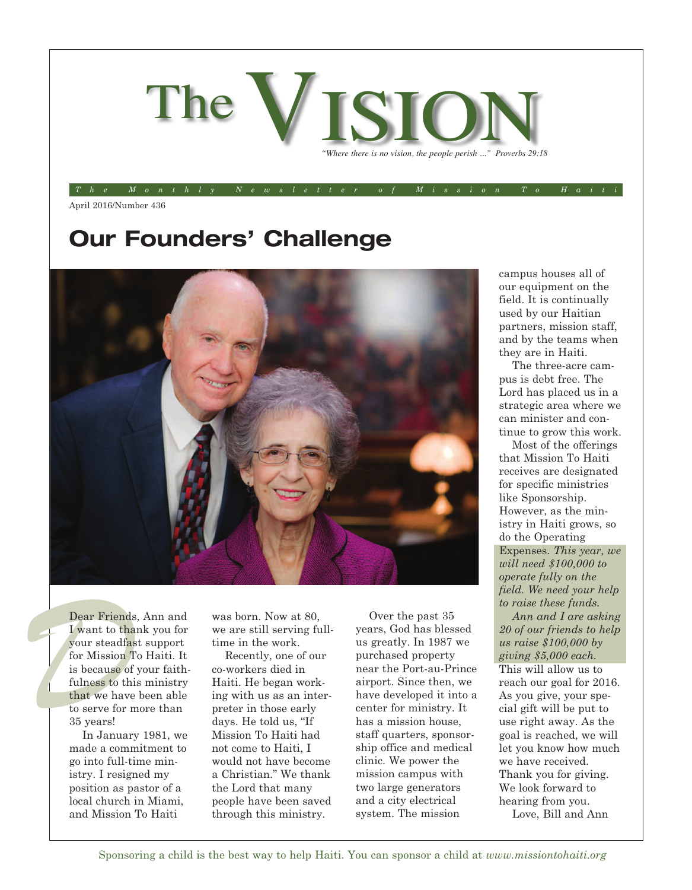# The VISION

*"Where there is no vision, the people perish ..." Proverbs 29:18*

*The Monthly Newsletter of Mission To Haiti*

April 2016/Number 436

## Our Founders' Challenge

Dear Friends, Ann and I want to thank you for your steadfast support for Mission To Haiti. It is because of your faithfulness to this ministry that we have been able to serve for more than 35 years!

In January 1981, we made a commitment to go into full-time ministry. I resigned my position as pastor of a local church in Miami, and Mission To Haiti was born. Now at 80, we are still serving full-time in the work.

Recently, one of our co-workers died in Haiti. He began working with us as an interpreter in those early days. He told us, "If Mission To Haiti had not come to Haiti, I would not have become a Christian." We thank the Lord that many people have been saved through this ministry.

Over the past 35 years, God has blessed us greatly. In 1987 we purchased property near the Port-au-Prince airport. Since then, we have developed it into a center for ministry. It has a mission house, staff quarters, sponsorship office and medical clinic. We power the mission campus with two large generators and a city electrical system. The mission campus houses all of our equipment on the field. It is continually used by our Haitian partners, mission staff, and by the teams when they are in Haiti.

The three-acre campus is debt free. The Lord has placed us in a strategic area where we can minister and continue to grow this work.

Most of the offerings that Mission To Haiti receives are designated for specific ministries like Sponsorship. However, as the ministry in Haiti grows, so do the Operating Expenses. *This year, we will need $100,000 to operate fully on the field. We need your help to raise these funds.*

*Ann and I are asking 20 of our friends to help us raise $100,000 by giving $5,000 each.* This will allow us to reach our goal for 2016. As you give, your special gift will be put to use right away. As the goal is reached, we will let you know how much we have received. Thank you for giving. We look forward to hearing from you.

Love, Bill and Ann

Sponsoring a child is the best way to help Haiti. You can sponsor a child at *www.missiontohaiti.org*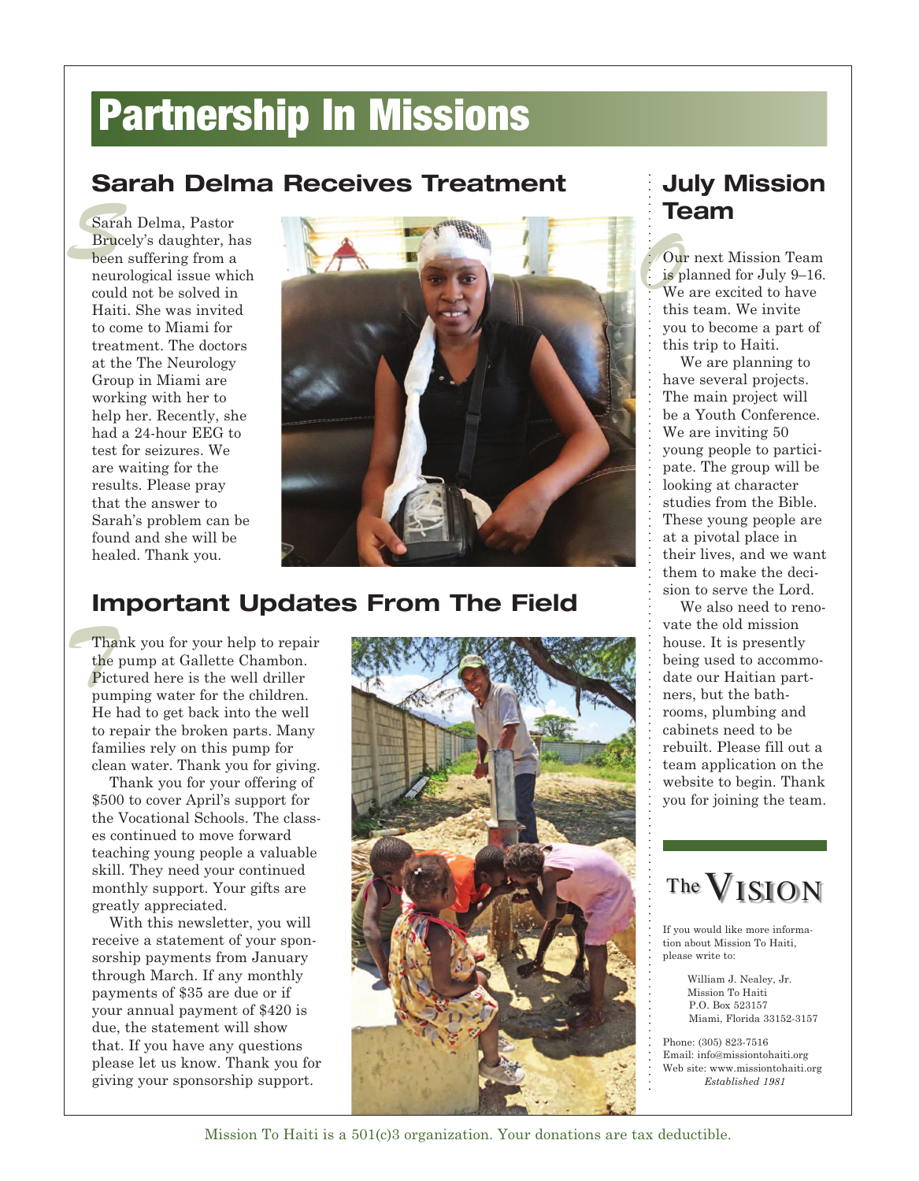# Partnership In Missions

## Sarah Delma Receives Treatment

Sarah Delma, Pastor Brucely's daughter, has been suffering from a neurological issue which could not be solved in Haiti. She was invited to come to Miami for treatment. The doctors at the The Neurology Group in Miami are working with her to help her. Recently, she had a 24-hour EEG to test for seizures. We are waiting for the results. Please pray that the answer to Sarah's problem can be found and she will be healed. Thank you.

## Important Updates From The Field

Thank you for your help to repair the pump at Gallette Chambon. Pictured here is the well driller pumping water for the children. He had to get back into the well to repair the broken parts. Many families rely on this pump for clean water. Thank you for giving.

Thank you for your offering of $500 to cover April's support for the Vocational Schools. The classes continued to move forward teaching young people a valuable skill. They need your continued monthly support. Your gifts are greatly appreciated.

With this newsletter, you will receive a statement of your sponsorship payments from January through March. If any monthly payments of $35 are due or if your annual payment of $420 is due, the statement will show that. If you have any questions please let us know. Thank you for giving your sponsorship support.

## July Mission Team

Our next Mission Team is planned for July 9–16. We are excited to have this team. We invite you to become a part of this trip to Haiti.

We are planning to have several projects. The main project will be a Youth Conference. We are inviting 50 young people to participate. The group will be looking at character studies from the Bible. These young people are at a pivotal place in their lives, and we want them to make the decision to serve the Lord.

We also need to renovate the old mission house. It is presently being used to accommodate our Haitian partners, but the bathrooms, plumbing and cabinets need to be rebuilt. Please fill out a team application on the website to begin. Thank you for joining the team.

## The VISION

If you would like more information about Mission To Haiti, please write to:

William J. Nealey, Jr.
Mission To Haiti
P.O. Box 523157
Miami, Florida 33152-3157

Phone: (305) 823-7516
Email: info@missiontohaiti.org
Web site: www.missiontohaiti.org
*Established 1981*

Mission To Haiti is a 501(c)3 organization. Your donations are tax deductible.